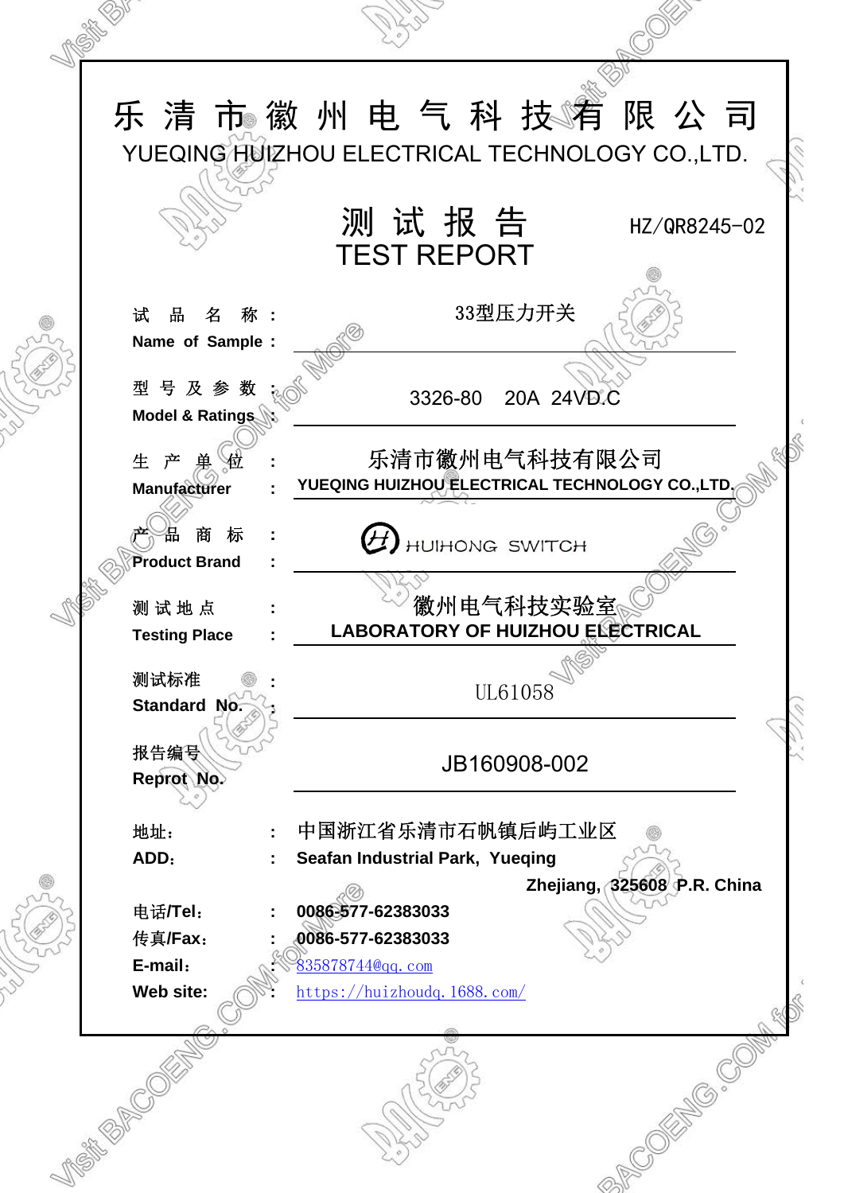# 乐 清 市 徽 州 电 气 科 技 有 限 公 司

## YUEQING HUIZHOU ELECTRICAL TECHNOLOGY CO.,LTD.

## 测 试 报 告
## TEST REPORT

HZ/QR8245-02

| | | |
|---|---|---|
| 试　品　名　称<br>**Name of Sample** | : | 33型压力开关 |
| 型 号 及 参 数<br>**Model & Ratings** | : | 3326-80　20A　24VD.C |
| 生　产　单　位<br>**Manufacturer** | : | 乐清市徽州电气科技有限公司<br>**YUEQING HUIZHOU ELECTRICAL TECHNOLOGY CO.,LTD.** |
| 产　品　商　标<br>**Product Brand** | : | HUIHONG SWITCH |
| 测 试 地 点<br>**Testing Place** | : | 徽州电气科技实验室<br>**LABORATORY OF HUIZHOU ELECTRICAL** |
| 测试标准<br>**Standard No.** | : | UL61058 |
| 报告编号<br>**Reprot No.** | : | JB160908-002 |

地址：　　: 中国浙江省乐清市石帆镇后屿工业区
**ADD：**　　: **Seafan Industrial Park, Yueqing**
**Zhejiang, 325608 P.R. China**

电话**/Tel：**　: **0086-577-62383033**
传真**/Fax：**　: **0086-577-62383033**
**E-mail：**　: 835878744@qq.com
**Web site:**　: https://huizhoudq.1688.com/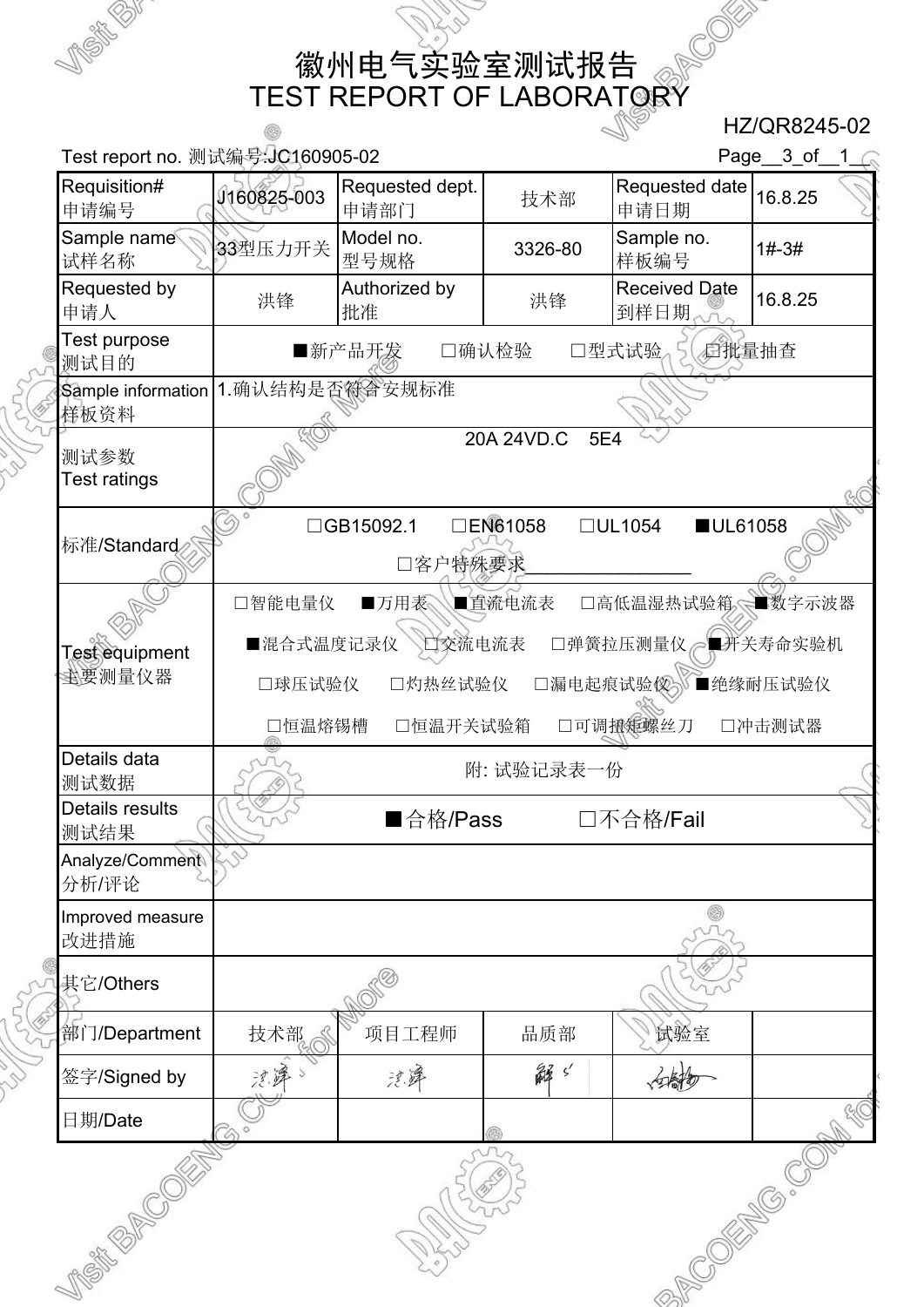# 徽州电气实验室测试报告
# TEST REPORT OF LABORATORY

HZ/QR8245-02

Test report no. 测试编号:JC160905-02

Page__3_of__1__

| Requisition# 申请编号 | J160825-003 | Requested dept. 申请部门 | 技术部 | Requested date 申请日期 | 16.8.25 |
|---|---|---|---|---|---|
| Sample name 试样名称 | 33型压力开关 | Model no. 型号规格 | 3326-80 | Sample no. 样板编号 | 1#-3# |
| Requested by 申请人 | 洪锋 | Authorized by 批准 | 洪锋 | Received Date 到样日期 | 16.8.25 |
| Test purpose 测试目的 | ■新产品开发　□确认检验　□型式试验　□批量抽查 | | | | |
| Sample information 样板资料 | 1.确认结构是否符合安规标准 | | | | |
| 测试参数 Test ratings | 20A 24VD.C　5E4 | | | | |
| 标准/Standard | □GB15092.1　□EN61058　□UL1054　■UL61058<br>□客户特殊要求__________ | | | | |
| Test equipment 主要测量仪器 | □智能电量仪　■万用表　■直流电流表　□高低温湿热试验箱　■数字示波器<br>■混合式温度记录仪　□交流电流表　□弹簧拉压测量仪　■开关寿命实验机<br>□球压试验仪　□灼热丝试验仪　□漏电起痕试验仪　■绝缘耐压试验仪<br>□恒温熔锡槽　□恒温开关试验箱　□可调扭矩螺丝刀　□冲击测试器 | | | | |
| Details data 测试数据 | 附: 试验记录表一份 | | | | |
| Details results 测试结果 | ■合格/Pass　□不合格/Fail | | | | |
| Analyze/Comment 分析/评论 | | | | | |
| Improved measure 改进措施 | | | | | |
| 其它/Others | | | | | |
| 部门/Department | 技术部 | 项目工程师 | 品质部 | 试验室 | |
| 签字/Signed by | 洪锋 | 洪锋 | 解 | | |
| 日期/Date | | | | | |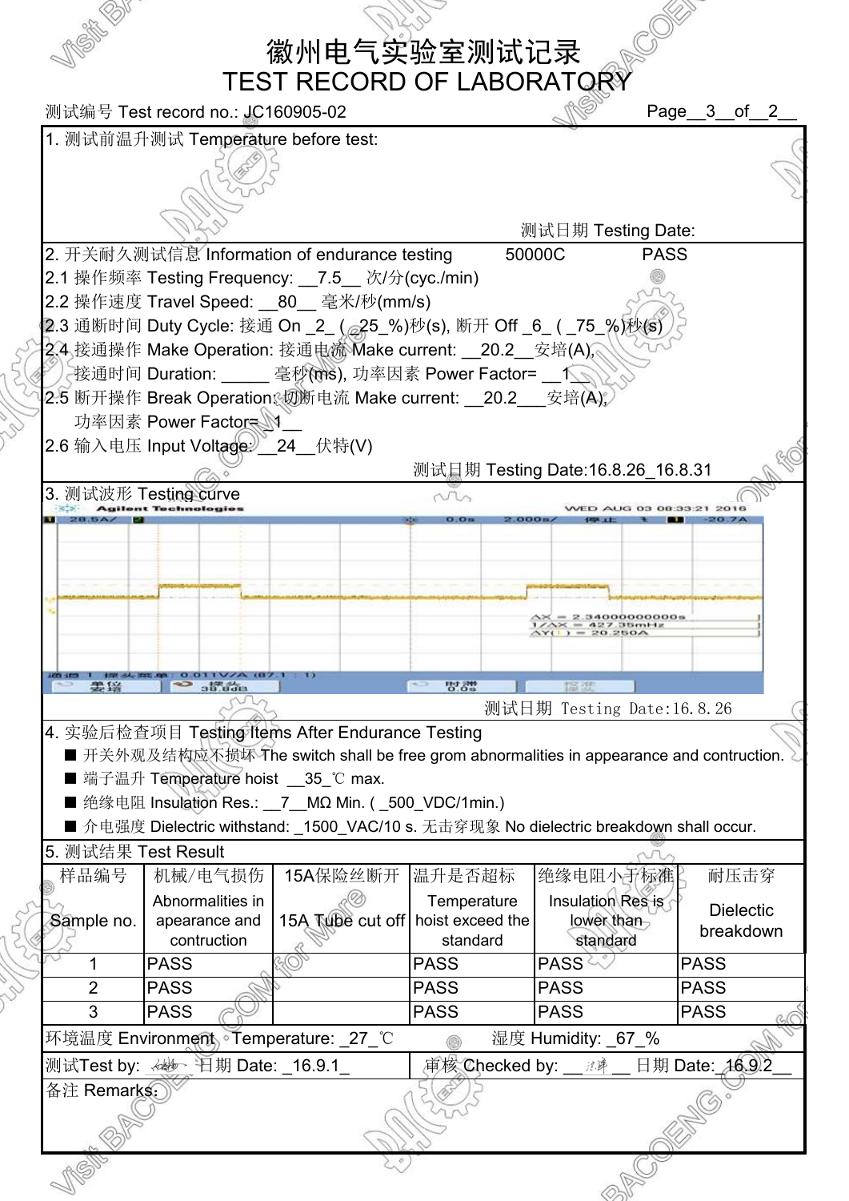# 徽州电气实验室测试记录
# TEST RECORD OF LABORATORY

测试编号 Test record no.: JC160905-02

**1. 测试前温升测试 Temperature before test:**

测试日期 Testing Date:

**2. 开关耐久测试信息 Information of endurance testing** 50000C PASS

2.1 操作频率 Testing Frequency: __7.5__ 次/分(cyc./min)

2.2 操作速度 Travel Speed: __80__ 毫米/秒(mm/s)

2.3 通断时间 Duty Cycle: 接通 On _2_ ( _25_%)秒(s), 断开 Off _6_ ( _75_%)秒(s)

2.4 接通操作 Make Operation: 接通电流 Make current: __20.2__安培(A),

接通时间 Duration: _____ 毫秒(ms), 功率因素 Power Factor= __1__

2.5 断开操作 Break Operation: 切断电流 Make current: __20.2___安培(A),

功率因素 Power Factor= _1__

2.6 输入电压 Input Voltage: __24__伏特(V)

测试日期 Testing Date:16.8.26_16.8.31

**3. 测试波形 Testing curve**

测试日期 Testing Date:16.8.26

**4. 实验后检查项目 Testing Items After Endurance Testing**

- 开关外观及结构应不损坏 The switch shall be free grom abnormalities in appearance and contruction.
- 端子温升 Temperature hoist __35_℃ max.
- 绝缘电阻 Insulation Res.: __7__MΩ Min. ( _500_VDC/1min.)
- 介电强度 Dielectric withstand: _1500_VAC/10 s. 无击穿现象 No dielectric breakdown shall occur.

**5. 测试结果 Test Result**

| 样品编号 Sample no. | 机械/电气损伤 Abnormalities in apearance and contruction | 15A保险丝断开 15A Tube cut off | 温升是否超标 Temperature hoist exceed the standard | 绝缘电阻小于标准 Insulation Res is lower than standard | 耐压击穿 Dielectric breakdown |
|---|---|---|---|---|---|
| 1 | PASS | | PASS | PASS | PASS |
| 2 | PASS | | PASS | PASS | PASS |
| 3 | PASS | | PASS | PASS | PASS |

环境温度 Environment Temperature: _27_℃ 湿度 Humidity: _67_%

测试Test by: ____ 日期 Date: _16.9.1_ 审核 Checked by: ____ 日期 Date:_16.9.2__

备注 Remarks: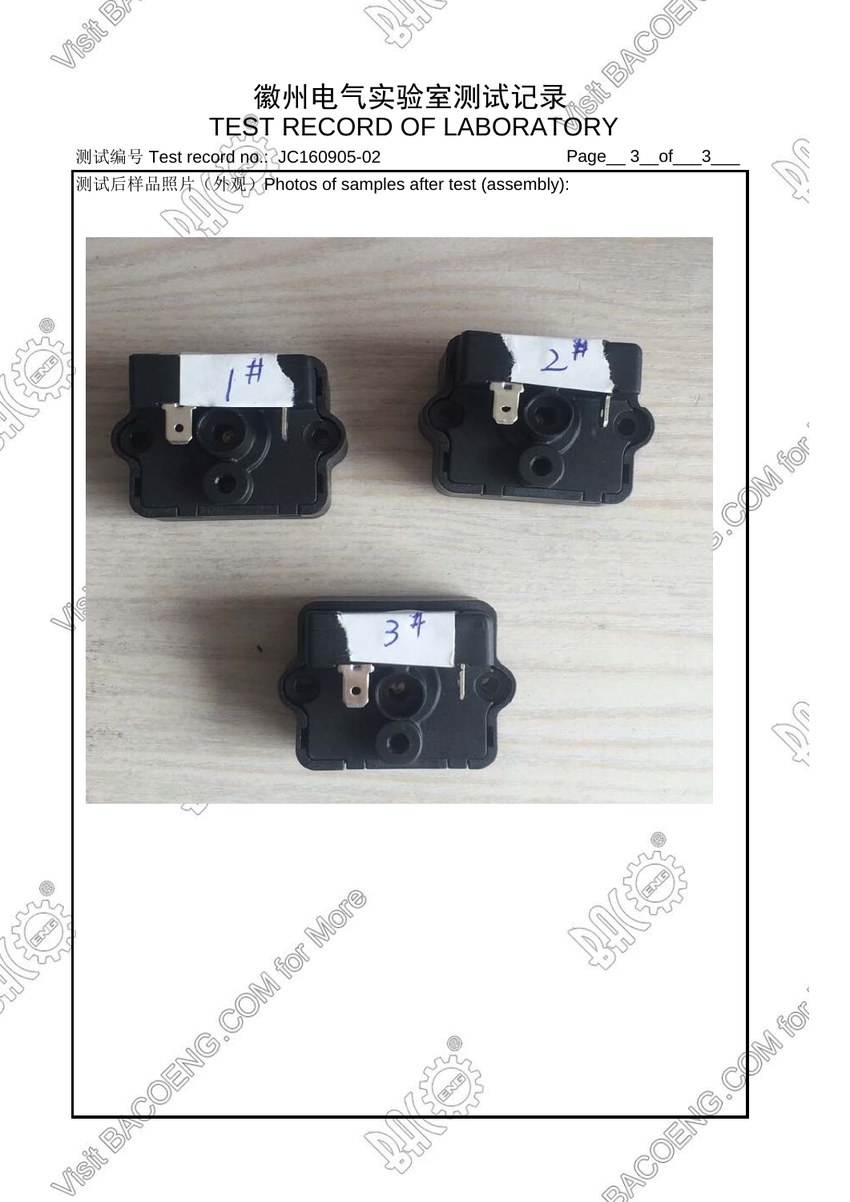# 徽州电气实验室测试记录
# TEST RECORD OF LABORATORY

测试编号 Test record no.: JC160905-02

测试后样品照片（外观）Photos of samples after test (assembly):